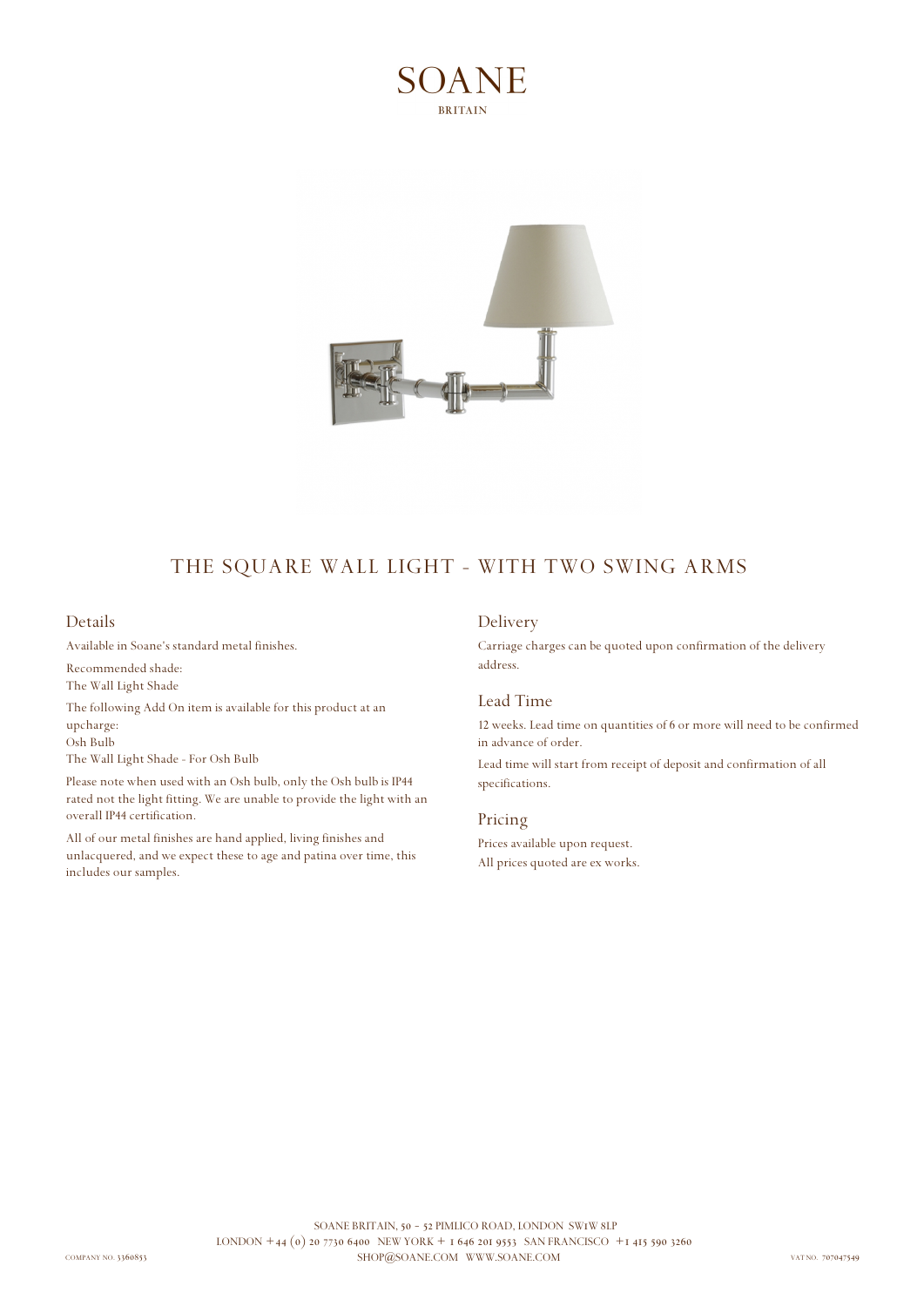SOANE

BRITAIN

# THE SQUARE WALL LIGHT - WITH TWO SWING ARMS

## Details

Available in Soane's standard metal finishes.

Recommended shade:
The Wall Light Shade

The following Add On item is available for this product at an upcharge:
Osh Bulb
The Wall Light Shade - For Osh Bulb

Please note when used with an Osh bulb, only the Osh bulb is IP44 rated not the light fitting. We are unable to provide the light with an overall IP44 certification.

All of our metal finishes are hand applied, living finishes and unlacquered, and we expect these to age and patina over time, this includes our samples.

## Delivery

Carriage charges can be quoted upon confirmation of the delivery address.

## Lead Time

12 weeks. Lead time on quantities of 6 or more will need to be confirmed in advance of order.

Lead time will start from receipt of deposit and confirmation of all specifications.

## Pricing

Prices available upon request.
All prices quoted are ex works.

SOANE BRITAIN, 50 – 52 PIMLICO ROAD, LONDON SW1W 8LP
LONDON +44 (0) 20 7730 6400 NEW YORK + 1 646 201 9553 SAN FRANCISCO +1 415 590 3260
COMPANY NO. 3360853 SHOP@SOANE.COM WWW.SOANE.COM VAT NO. 707047549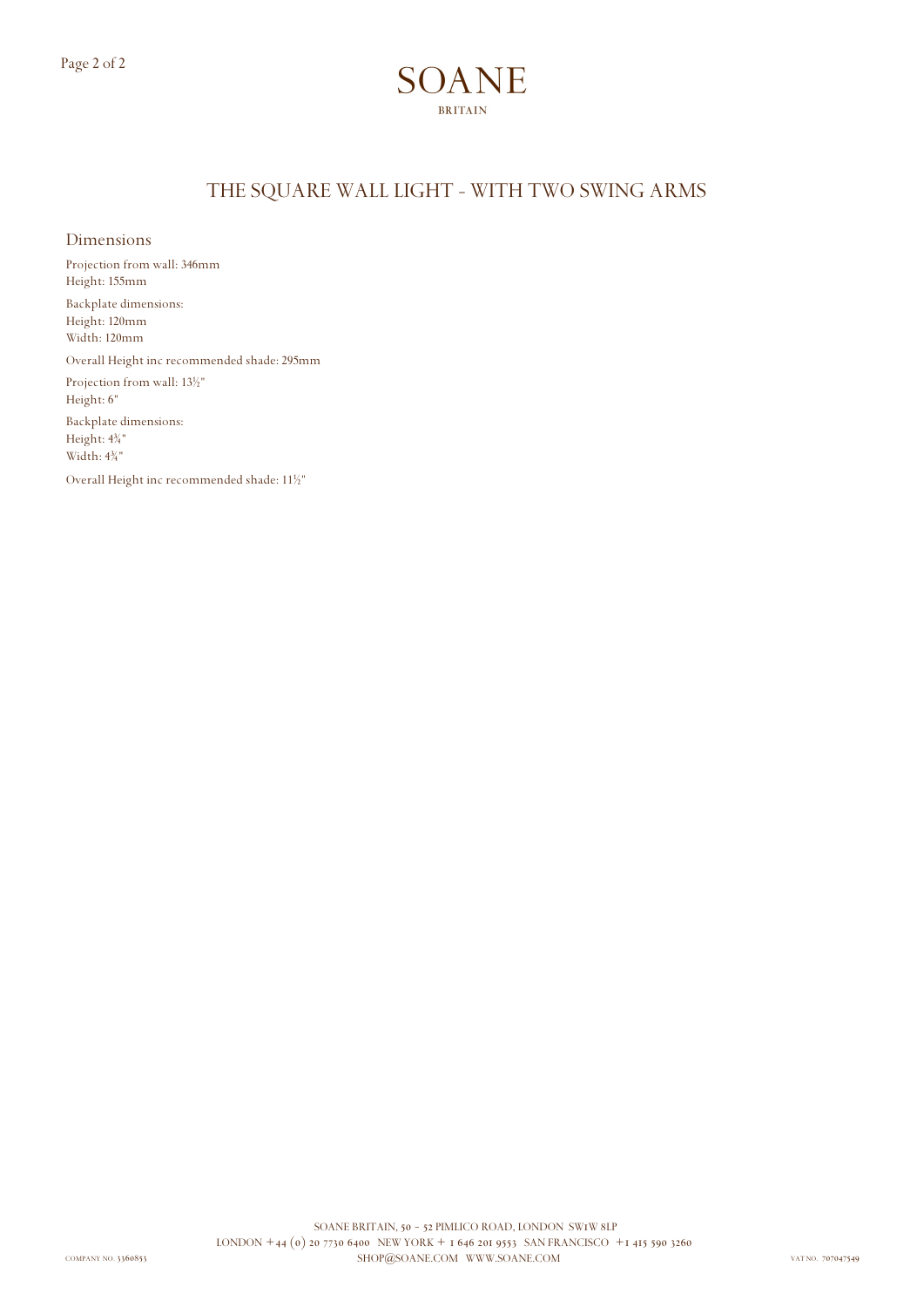# THE SQUARE WALL LIGHT - WITH TWO SWING ARMS

## Dimensions

Projection from wall: 346mm
Height: 155mm

Backplate dimensions:
Height: 120mm
Width: 120mm

Overall Height inc recommended shade: 295mm

Projection from wall: 13½"
Height: 6"

Backplate dimensions:
Height: 4¾"
Width: 4¾"

Overall Height inc recommended shade: 11½"